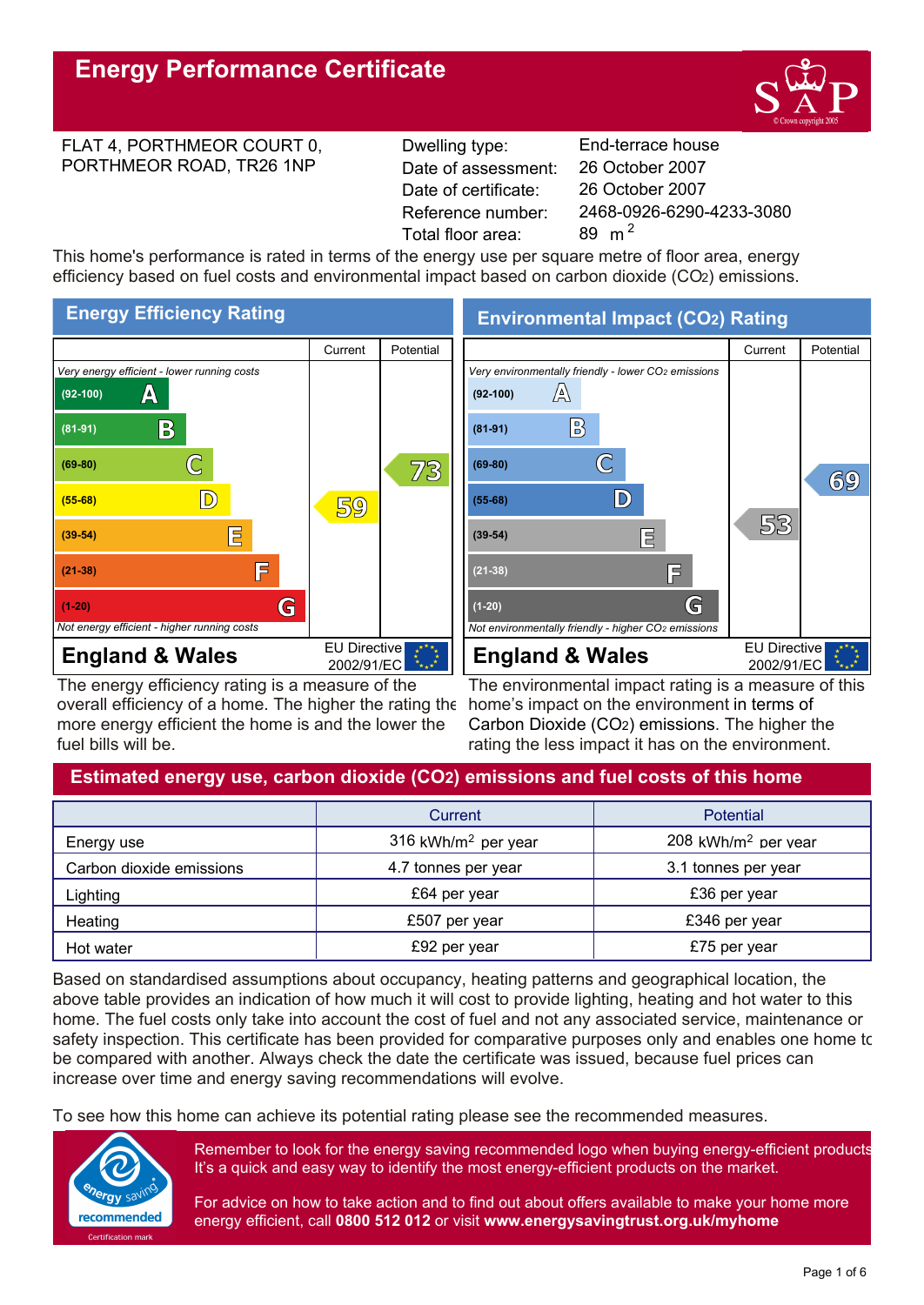# Energy Performance Certificate

FLAT 4, PORTHMEOR COURT 0,
PORTHMEOR ROAD, TR26 1NP

| | |
|---|---|
| Dwelling type: | End-terrace house |
| Date of assessment: | 26 October 2007 |
| Date of certificate: | 26 October 2007 |
| Reference number: | 2468-0926-6290-4233-3080 |
| Total floor area: | 89 $m^2$ |

This home's performance is rated in terms of the energy use per square metre of floor area, energy efficiency based on fuel costs and environmental impact based on carbon dioxide ($CO_2$) emissions.

## Energy Efficiency Rating

| | Current | Potential |
|---|---|---|
| *Very energy efficient - lower running costs* | | |
| (92-100) A | | |
| (81-91) B | | |
| (69-80) C | | 73 |
| (55-68) D | 59 | |
| (39-54) E | | |
| (21-38) F | | |
| (1-20) G | | |
| *Not energy efficient - higher running costs* | | |

**England & Wales** — EU Directive 2002/91/EC

The energy efficiency rating is a measure of the overall efficiency of a home. The higher the rating the more energy efficient the home is and the lower the fuel bills will be.

## Environmental Impact ($CO_2$) Rating

| | Current | Potential |
|---|---|---|
| *Very environmentally friendly - lower $CO_2$ emissions* | | |
| (92-100) A | | |
| (81-91) B | | |
| (69-80) C | | 69 |
| (55-68) D | | |
| (39-54) E | 53 | |
| (21-38) F | | |
| (1-20) G | | |
| *Not environmentally friendly - higher $CO_2$ emissions* | | |

**England & Wales** — EU Directive 2002/91/EC

The environmental impact rating is a measure of this home's impact on the environment in terms of Carbon Dioxide ($CO_2$) emissions. The higher the rating the less impact it has on the environment.

## Estimated energy use, carbon dioxide ($CO_2$) emissions and fuel costs of this home

| | Current | Potential |
|---|---|---|
| Energy use | 316 kWh/$m^2$ per year | 208 kWh/$m^2$ per year |
| Carbon dioxide emissions | 4.7 tonnes per year | 3.1 tonnes per year |
| Lighting | £64 per year | £36 per year |
| Heating | £507 per year | £346 per year |
| Hot water | £92 per year | £75 per year |

Based on standardised assumptions about occupancy, heating patterns and geographical location, the above table provides an indication of how much it will cost to provide lighting, heating and hot water to this home. The fuel costs only take into account the cost of fuel and not any associated service, maintenance or safety inspection. This certificate has been provided for comparative purposes only and enables one home to be compared with another. Always check the date the certificate was issued, because fuel prices can increase over time and energy saving recommendations will evolve.

To see how this home can achieve its potential rating please see the recommended measures.

Remember to look for the energy saving recommended logo when buying energy-efficient products. It's a quick and easy way to identify the most energy-efficient products on the market.

For advice on how to take action and to find out about offers available to make your home more energy efficient, call **0800 512 012** or visit **www.energysavingtrust.org.uk/myhome**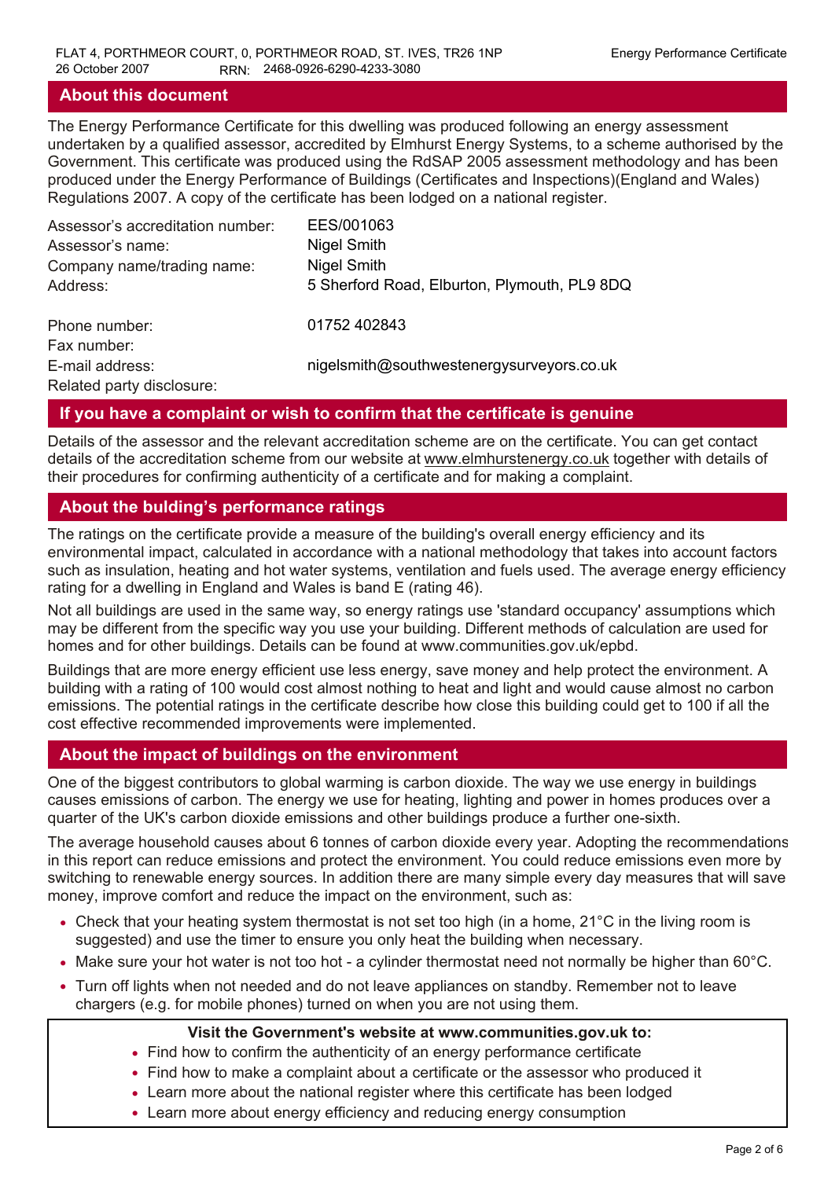## About this document

The Energy Performance Certificate for this dwelling was produced following an energy assessment undertaken by a qualified assessor, accredited by Elmhurst Energy Systems, to a scheme authorised by the Government. This certificate was produced using the RdSAP 2005 assessment methodology and has been produced under the Energy Performance of Buildings (Certificates and Inspections)(England and Wales) Regulations 2007. A copy of the certificate has been lodged on a national register.

| | |
|---|---|
| Assessor's accreditation number: | EES/001063 |
| Assessor's name: | Nigel Smith |
| Company name/trading name: | Nigel Smith |
| Address: | 5 Sherford Road, Elburton, Plymouth, PL9 8DQ |
| Phone number: | 01752 402843 |
| Fax number: | |
| E-mail address: | nigelsmith@southwestenergysurveyors.co.uk |
| Related party disclosure: | |

## If you have a complaint or wish to confirm that the certificate is genuine

Details of the assessor and the relevant accreditation scheme are on the certificate. You can get contact details of the accreditation scheme from our website at www.elmhurstenergy.co.uk together with details of their procedures for confirming authenticity of a certificate and for making a complaint.

## About the bulding's performance ratings

The ratings on the certificate provide a measure of the building's overall energy efficiency and its environmental impact, calculated in accordance with a national methodology that takes into account factors such as insulation, heating and hot water systems, ventilation and fuels used. The average energy efficiency rating for a dwelling in England and Wales is band E (rating 46).

Not all buildings are used in the same way, so energy ratings use 'standard occupancy' assumptions which may be different from the specific way you use your building. Different methods of calculation are used for homes and for other buildings. Details can be found at www.communities.gov.uk/epbd.

Buildings that are more energy efficient use less energy, save money and help protect the environment. A building with a rating of 100 would cost almost nothing to heat and light and would cause almost no carbon emissions. The potential ratings in the certificate describe how close this building could get to 100 if all the cost effective recommended improvements were implemented.

## About the impact of buildings on the environment

One of the biggest contributors to global warming is carbon dioxide. The way we use energy in buildings causes emissions of carbon. The energy we use for heating, lighting and power in homes produces over a quarter of the UK's carbon dioxide emissions and other buildings produce a further one-sixth.

The average household causes about 6 tonnes of carbon dioxide every year. Adopting the recommendations in this report can reduce emissions and protect the environment. You could reduce emissions even more by switching to renewable energy sources. In addition there are many simple every day measures that will save money, improve comfort and reduce the impact on the environment, such as:

- Check that your heating system thermostat is not set too high (in a home, 21°C in the living room is suggested) and use the timer to ensure you only heat the building when necessary.
- Make sure your hot water is not too hot - a cylinder thermostat need not normally be higher than 60°C.
- Turn off lights when not needed and do not leave appliances on standby. Remember not to leave chargers (e.g. for mobile phones) turned on when you are not using them.

**Visit the Government's website at www.communities.gov.uk to:**

- Find how to confirm the authenticity of an energy performance certificate
- Find how to make a complaint about a certificate or the assessor who produced it
- Learn more about the national register where this certificate has been lodged
- Learn more about energy efficiency and reducing energy consumption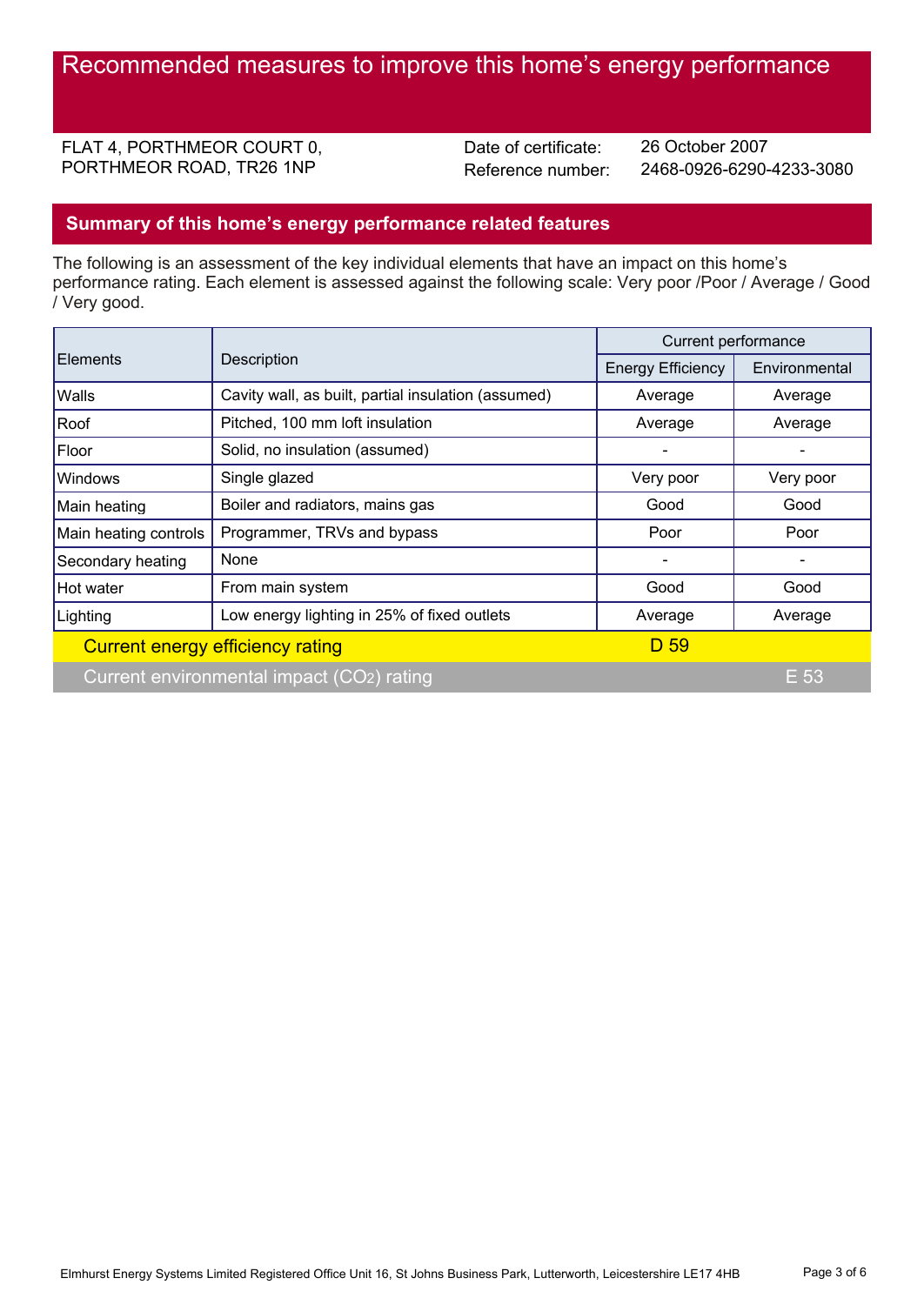# Recommended measures to improve this home's energy performance

FLAT 4, PORTHMEOR COURT 0,
PORTHMEOR ROAD, TR26 1NP

Date of certificate: 26 October 2007
Reference number: 2468-0926-6290-4233-3080

## Summary of this home's energy performance related features

The following is an assessment of the key individual elements that have an impact on this home's performance rating. Each element is assessed against the following scale: Very poor /Poor / Average / Good / Very good.

| Elements | Description | Current performance | |
|---|---|---|---|
| | | Energy Efficiency | Environmental |
| Walls | Cavity wall, as built, partial insulation (assumed) | Average | Average |
| Roof | Pitched, 100 mm loft insulation | Average | Average |
| Floor | Solid, no insulation (assumed) | - | - |
| Windows | Single glazed | Very poor | Very poor |
| Main heating | Boiler and radiators, mains gas | Good | Good |
| Main heating controls | Programmer, TRVs and bypass | Poor | Poor |
| Secondary heating | None | - | - |
| Hot water | From main system | Good | Good |
| Lighting | Low energy lighting in 25% of fixed outlets | Average | Average |
| **Current energy efficiency rating** | | **D 59** | |
| **Current environmental impact ($CO_2$) rating** | | | **E 53** |

Elmhurst Energy Systems Limited Registered Office Unit 16, St Johns Business Park, Lutterworth, Leicestershire LE17 4HB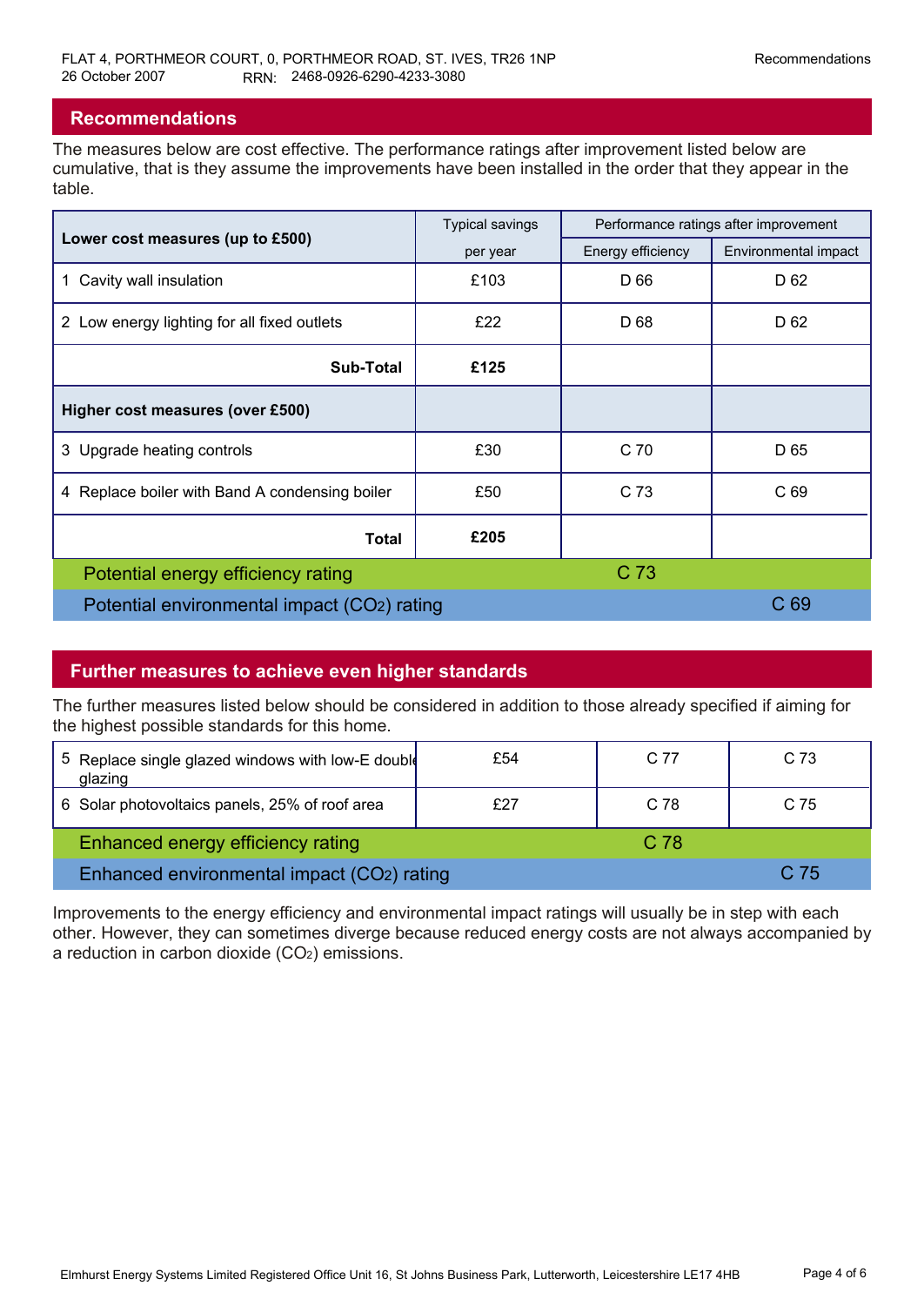FLAT 4, PORTHMEOR COURT, 0, PORTHMEOR ROAD, ST. IVES, TR26 1NP
26 October 2007 RRN: 2468-0926-6290-4233-3080

## Recommendations

The measures below are cost effective. The performance ratings after improvement listed below are cumulative, that is they assume the improvements have been installed in the order that they appear in the table.

| Lower cost measures (up to £500) | Typical savings per year | Performance ratings after improvement | |
|---|---|---|---|
| | | Energy efficiency | Environmental impact |
| 1 Cavity wall insulation | £103 | D 66 | D 62 |
| 2 Low energy lighting for all fixed outlets | £22 | D 68 | D 62 |
| **Sub-Total** | **£125** | | |
| **Higher cost measures (over £500)** | | | |
| 3 Upgrade heating controls | £30 | C 70 | D 65 |
| 4 Replace boiler with Band A condensing boiler | £50 | C 73 | C 69 |
| **Total** | **£205** | | |
| Potential energy efficiency rating | | C 73 | |
| Potential environmental impact ($CO_2$) rating | | | C 69 |

## Further measures to achieve even higher standards

The further measures listed below should be considered in addition to those already specified if aiming for the highest possible standards for this home.

| Measure | Typical savings per year | Energy efficiency | Environmental impact |
|---|---|---|---|
| 5 Replace single glazed windows with low-E double glazing | £54 | C 77 | C 73 |
| 6 Solar photovoltaics panels, 25% of roof area | £27 | C 78 | C 75 |
| Enhanced energy efficiency rating | | C 78 | |
| Enhanced environmental impact ($CO_2$) rating | | | C 75 |

Improvements to the energy efficiency and environmental impact ratings will usually be in step with each other. However, they can sometimes diverge because reduced energy costs are not always accompanied by a reduction in carbon dioxide ($CO_2$) emissions.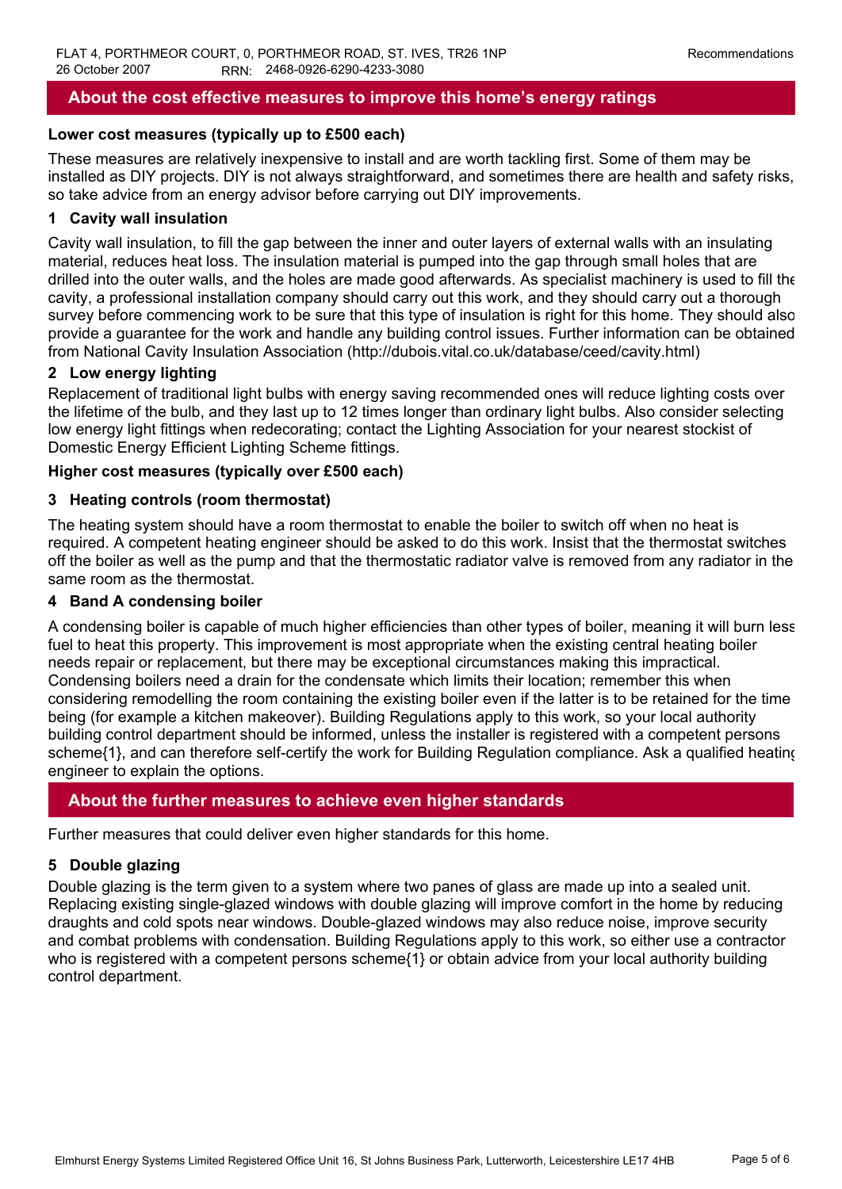## About the cost effective measures to improve this home's energy ratings

**Lower cost measures (typically up to £500 each)**

These measures are relatively inexpensive to install and are worth tackling first. Some of them may be installed as DIY projects. DIY is not always straightforward, and sometimes there are health and safety risks, so take advice from an energy advisor before carrying out DIY improvements.

### 1 Cavity wall insulation

Cavity wall insulation, to fill the gap between the inner and outer layers of external walls with an insulating material, reduces heat loss. The insulation material is pumped into the gap through small holes that are drilled into the outer walls, and the holes are made good afterwards. As specialist machinery is used to fill the cavity, a professional installation company should carry out this work, and they should carry out a thorough survey before commencing work to be sure that this type of insulation is right for this home. They should also provide a guarantee for the work and handle any building control issues. Further information can be obtained from National Cavity Insulation Association (http://dubois.vital.co.uk/database/ceed/cavity.html)

### 2 Low energy lighting

Replacement of traditional light bulbs with energy saving recommended ones will reduce lighting costs over the lifetime of the bulb, and they last up to 12 times longer than ordinary light bulbs. Also consider selecting low energy light fittings when redecorating; contact the Lighting Association for your nearest stockist of Domestic Energy Efficient Lighting Scheme fittings.

**Higher cost measures (typically over £500 each)**

### 3 Heating controls (room thermostat)

The heating system should have a room thermostat to enable the boiler to switch off when no heat is required. A competent heating engineer should be asked to do this work. Insist that the thermostat switches off the boiler as well as the pump and that the thermostatic radiator valve is removed from any radiator in the same room as the thermostat.

### 4 Band A condensing boiler

A condensing boiler is capable of much higher efficiencies than other types of boiler, meaning it will burn less fuel to heat this property. This improvement is most appropriate when the existing central heating boiler needs repair or replacement, but there may be exceptional circumstances making this impractical. Condensing boilers need a drain for the condensate which limits their location; remember this when considering remodelling the room containing the existing boiler even if the latter is to be retained for the time being (for example a kitchen makeover). Building Regulations apply to this work, so your local authority building control department should be informed, unless the installer is registered with a competent persons scheme{1}, and can therefore self-certify the work for Building Regulation compliance. Ask a qualified heating engineer to explain the options.

## About the further measures to achieve even higher standards

Further measures that could deliver even higher standards for this home.

### 5 Double glazing

Double glazing is the term given to a system where two panes of glass are made up into a sealed unit. Replacing existing single-glazed windows with double glazing will improve comfort in the home by reducing draughts and cold spots near windows. Double-glazed windows may also reduce noise, improve security and combat problems with condensation. Building Regulations apply to this work, so either use a contractor who is registered with a competent persons scheme{1} or obtain advice from your local authority building control department.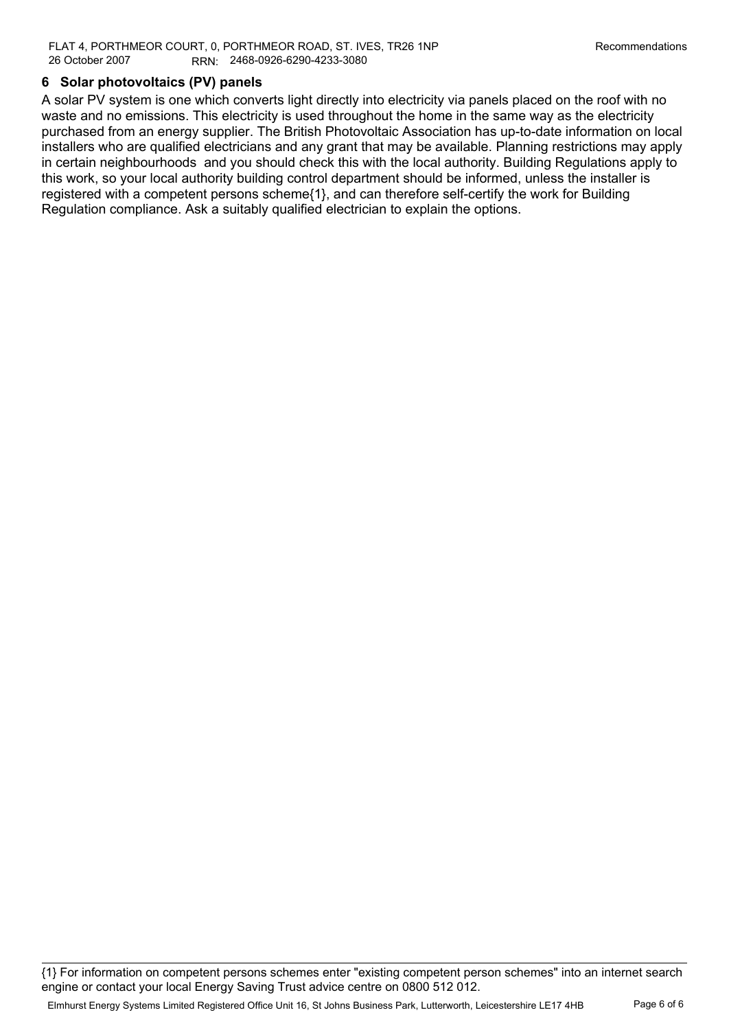## 6 Solar photovoltaics (PV) panels

A solar PV system is one which converts light directly into electricity via panels placed on the roof with no waste and no emissions. This electricity is used throughout the home in the same way as the electricity purchased from an energy supplier. The British Photovoltaic Association has up-to-date information on local installers who are qualified electricians and any grant that may be available. Planning restrictions may apply in certain neighbourhoods and you should check this with the local authority. Building Regulations apply to this work, so your local authority building control department should be informed, unless the installer is registered with a competent persons scheme{1}, and can therefore self-certify the work for Building Regulation compliance. Ask a suitably qualified electrician to explain the options.

{1} For information on competent persons schemes enter "existing competent person schemes" into an internet search engine or contact your local Energy Saving Trust advice centre on 0800 512 012.